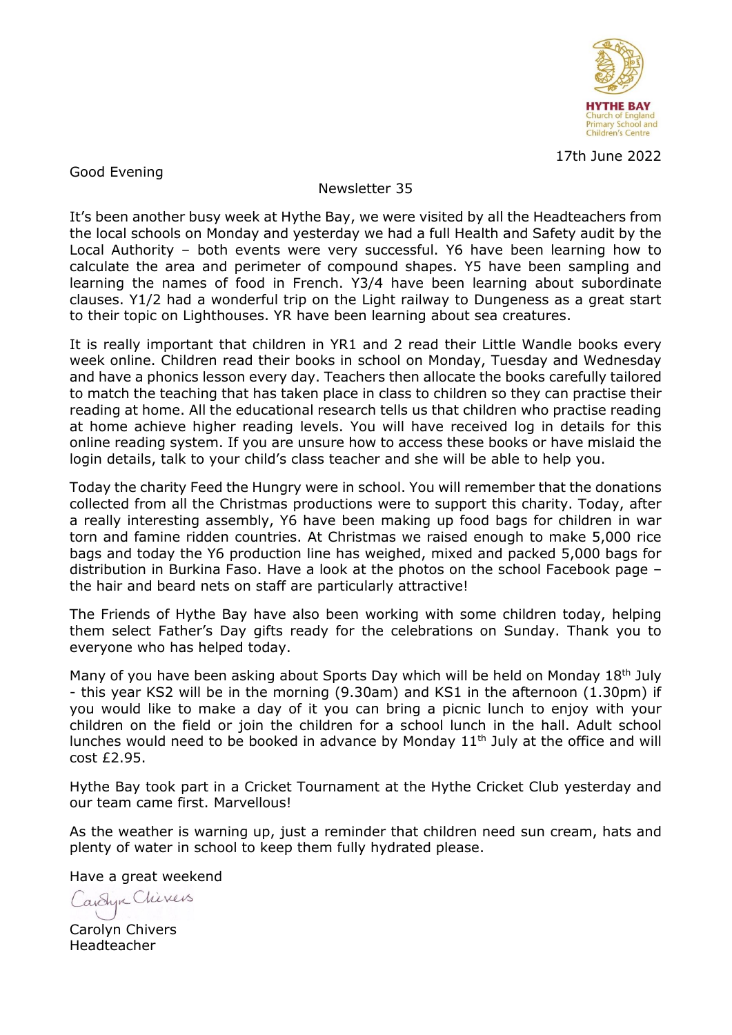HYTHE BAY
Church of England
Primary School and
Children's Centre

17th June 2022

Good Evening

Newsletter 35

It's been another busy week at Hythe Bay, we were visited by all the Headteachers from the local schools on Monday and yesterday we had a full Health and Safety audit by the Local Authority – both events were very successful. Y6 have been learning how to calculate the area and perimeter of compound shapes. Y5 have been sampling and learning the names of food in French. Y3/4 have been learning about subordinate clauses. Y1/2 had a wonderful trip on the Light railway to Dungeness as a great start to their topic on Lighthouses. YR have been learning about sea creatures.

It is really important that children in YR1 and 2 read their Little Wandle books every week online. Children read their books in school on Monday, Tuesday and Wednesday and have a phonics lesson every day. Teachers then allocate the books carefully tailored to match the teaching that has taken place in class to children so they can practise their reading at home. All the educational research tells us that children who practise reading at home achieve higher reading levels. You will have received log in details for this online reading system. If you are unsure how to access these books or have mislaid the login details, talk to your child's class teacher and she will be able to help you.

Today the charity Feed the Hungry were in school. You will remember that the donations collected from all the Christmas productions were to support this charity. Today, after a really interesting assembly, Y6 have been making up food bags for children in war torn and famine ridden countries. At Christmas we raised enough to make 5,000 rice bags and today the Y6 production line has weighed, mixed and packed 5,000 bags for distribution in Burkina Faso. Have a look at the photos on the school Facebook page – the hair and beard nets on staff are particularly attractive!

The Friends of Hythe Bay have also been working with some children today, helping them select Father's Day gifts ready for the celebrations on Sunday. Thank you to everyone who has helped today.

Many of you have been asking about Sports Day which will be held on Monday 18th July - this year KS2 will be in the morning (9.30am) and KS1 in the afternoon (1.30pm) if you would like to make a day of it you can bring a picnic lunch to enjoy with your children on the field or join the children for a school lunch in the hall. Adult school lunches would need to be booked in advance by Monday 11th July at the office and will cost £2.95.

Hythe Bay took part in a Cricket Tournament at the Hythe Cricket Club yesterday and our team came first. Marvellous!

As the weather is warning up, just a reminder that children need sun cream, hats and plenty of water in school to keep them fully hydrated please.

Have a great weekend

Carolyn Chivers

Carolyn Chivers
Headteacher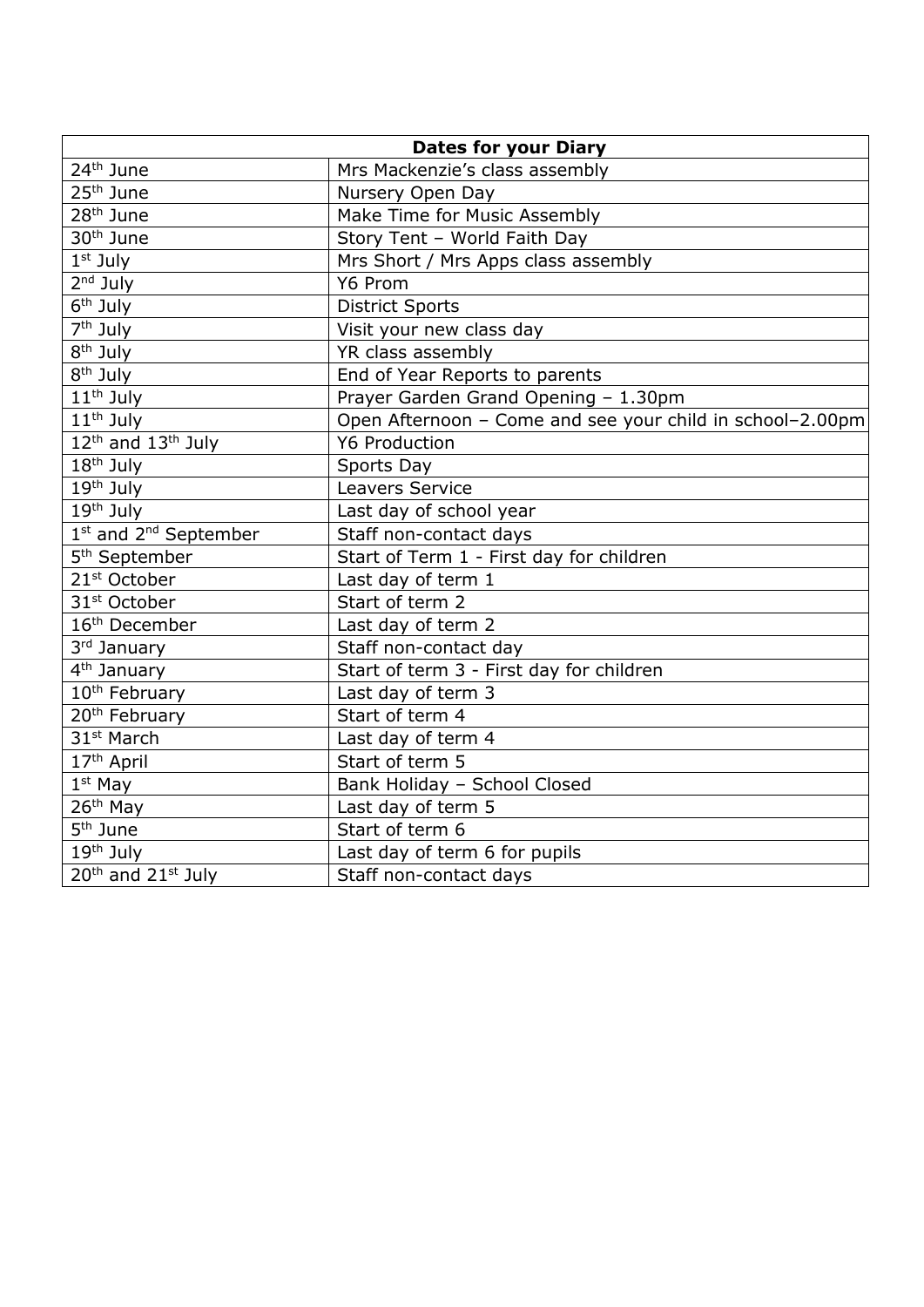| Dates for your Diary | |
|---|---|
| 24th June | Mrs Mackenzie's class assembly |
| 25th June | Nursery Open Day |
| 28th June | Make Time for Music Assembly |
| 30th June | Story Tent – World Faith Day |
| 1st July | Mrs Short / Mrs Apps class assembly |
| 2nd July | Y6 Prom |
| 6th July | District Sports |
| 7th July | Visit your new class day |
| 8th July | YR class assembly |
| 8th July | End of Year Reports to parents |
| 11th July | Prayer Garden Grand Opening – 1.30pm |
| 11th July | Open Afternoon – Come and see your child in school–2.00pm |
| 12th and 13th July | Y6 Production |
| 18th July | Sports Day |
| 19th July | Leavers Service |
| 19th July | Last day of school year |
| 1st and 2nd September | Staff non-contact days |
| 5th September | Start of Term 1 - First day for children |
| 21st October | Last day of term 1 |
| 31st October | Start of term 2 |
| 16th December | Last day of term 2 |
| 3rd January | Staff non-contact day |
| 4th January | Start of term 3 - First day for children |
| 10th February | Last day of term 3 |
| 20th February | Start of term 4 |
| 31st March | Last day of term 4 |
| 17th April | Start of term 5 |
| 1st May | Bank Holiday – School Closed |
| 26th May | Last day of term 5 |
| 5th June | Start of term 6 |
| 19th July | Last day of term 6 for pupils |
| 20th and 21st July | Staff non-contact days |